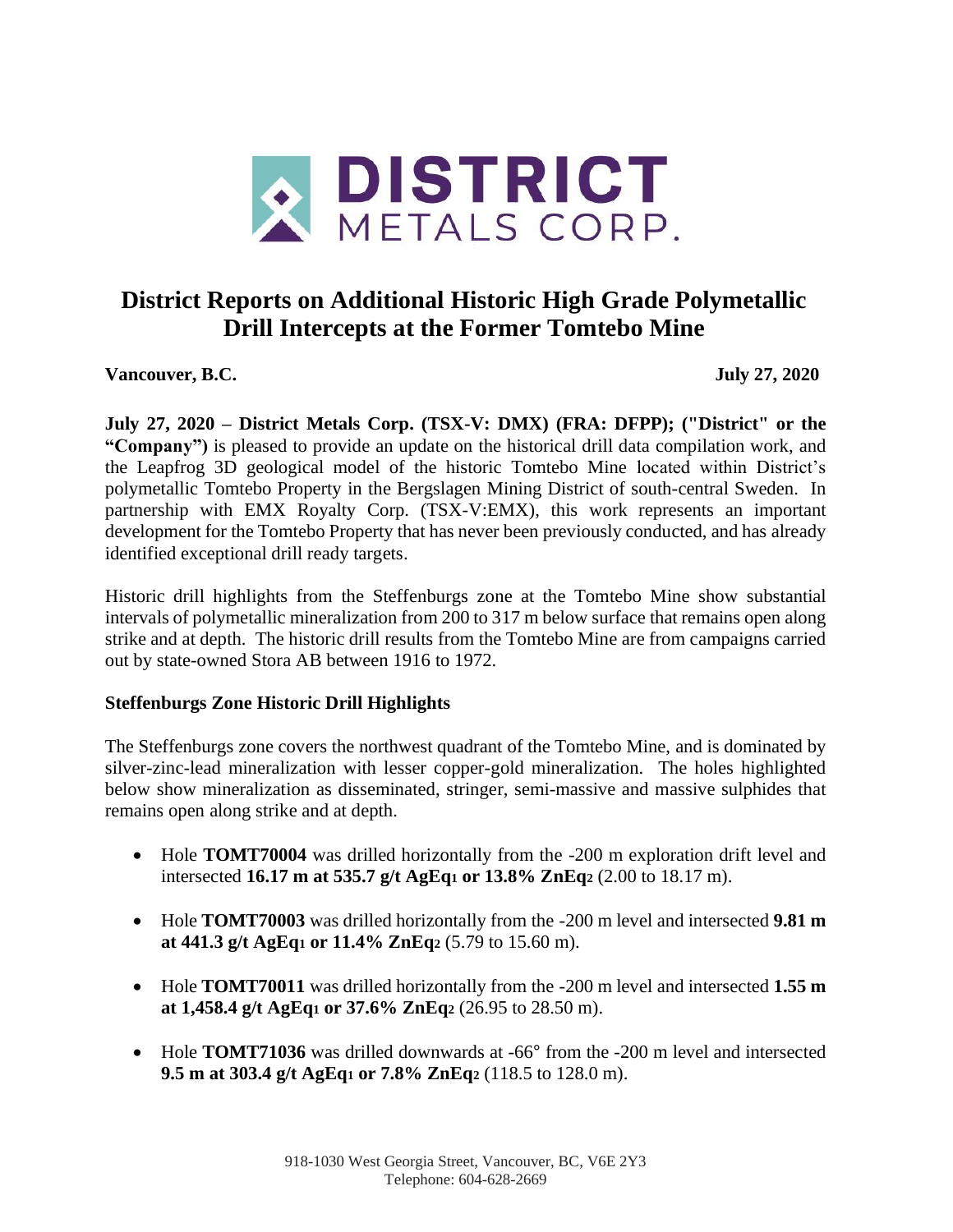# District Reports on Additional Historic High Grade Polymetallic Drill Intercepts at the Former Tomtebo Mine

**Vancouver, B.C.** **July 27, 2020**

**July 27, 2020 – District Metals Corp. (TSX-V: DMX) (FRA: DFPP); ("District" or the "Company")** is pleased to provide an update on the historical drill data compilation work, and the Leapfrog 3D geological model of the historic Tomtebo Mine located within District's polymetallic Tomtebo Property in the Bergslagen Mining District of south-central Sweden. In partnership with EMX Royalty Corp. (TSX-V:EMX), this work represents an important development for the Tomtebo Property that has never been previously conducted, and has already identified exceptional drill ready targets.

Historic drill highlights from the Steffenburgs zone at the Tomtebo Mine show substantial intervals of polymetallic mineralization from 200 to 317 m below surface that remains open along strike and at depth. The historic drill results from the Tomtebo Mine are from campaigns carried out by state-owned Stora AB between 1916 to 1972.

### Steffenburgs Zone Historic Drill Highlights

The Steffenburgs zone covers the northwest quadrant of the Tomtebo Mine, and is dominated by silver-zinc-lead mineralization with lesser copper-gold mineralization. The holes highlighted below show mineralization as disseminated, stringer, semi-massive and massive sulphides that remains open along strike and at depth.

- Hole **TOMT70004** was drilled horizontally from the -200 m exploration drift level and intersected **16.17 m at 535.7 g/t AgEq[1] or 13.8% ZnEq[2]** (2.00 to 18.17 m).
- Hole **TOMT70003** was drilled horizontally from the -200 m level and intersected **9.81 m at 441.3 g/t AgEq[1] or 11.4% ZnEq[2]** (5.79 to 15.60 m).
- Hole **TOMT70011** was drilled horizontally from the -200 m level and intersected **1.55 m at 1,458.4 g/t AgEq[1] or 37.6% ZnEq[2]** (26.95 to 28.50 m).
- Hole **TOMT71036** was drilled downwards at -66° from the -200 m level and intersected **9.5 m at 303.4 g/t AgEq[1] or 7.8% ZnEq[2]** (118.5 to 128.0 m).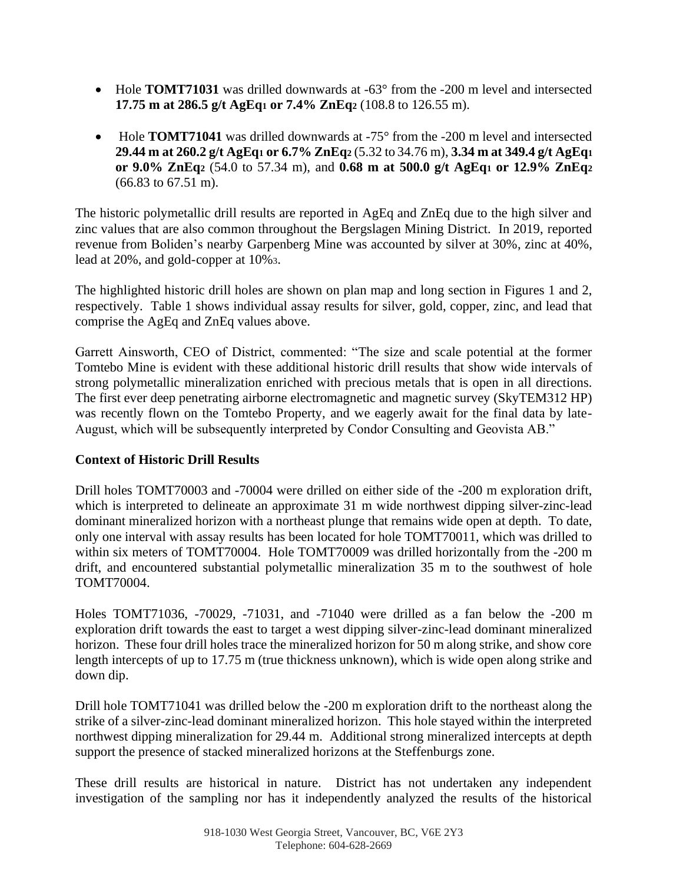- Hole **TOMT71031** was drilled downwards at -63° from the -200 m level and intersected **17.75 m at 286.5 g/t AgEq[1] or 7.4% ZnEq[2]** (108.8 to 126.55 m).

- Hole **TOMT71041** was drilled downwards at -75° from the -200 m level and intersected **29.44 m at 260.2 g/t AgEq[1] or 6.7% ZnEq[2]** (5.32 to 34.76 m), **3.34 m at 349.4 g/t AgEq[1] or 9.0% ZnEq[2]** (54.0 to 57.34 m), and **0.68 m at 500.0 g/t AgEq[1] or 12.9% ZnEq[2]** (66.83 to 67.51 m).

The historic polymetallic drill results are reported in AgEq and ZnEq due to the high silver and zinc values that are also common throughout the Bergslagen Mining District. In 2019, reported revenue from Boliden's nearby Garpenberg Mine was accounted by silver at 30%, zinc at 40%, lead at 20%, and gold-copper at 10%[3].

The highlighted historic drill holes are shown on plan map and long section in Figures 1 and 2, respectively. Table 1 shows individual assay results for silver, gold, copper, zinc, and lead that comprise the AgEq and ZnEq values above.

Garrett Ainsworth, CEO of District, commented: "The size and scale potential at the former Tomtebo Mine is evident with these additional historic drill results that show wide intervals of strong polymetallic mineralization enriched with precious metals that is open in all directions. The first ever deep penetrating airborne electromagnetic and magnetic survey (SkyTEM312 HP) was recently flown on the Tomtebo Property, and we eagerly await for the final data by late-August, which will be subsequently interpreted by Condor Consulting and Geovista AB."

**Context of Historic Drill Results**

Drill holes TOMT70003 and -70004 were drilled on either side of the -200 m exploration drift, which is interpreted to delineate an approximate 31 m wide northwest dipping silver-zinc-lead dominant mineralized horizon with a northeast plunge that remains wide open at depth. To date, only one interval with assay results has been located for hole TOMT70011, which was drilled to within six meters of TOMT70004. Hole TOMT70009 was drilled horizontally from the -200 m drift, and encountered substantial polymetallic mineralization 35 m to the southwest of hole TOMT70004.

Holes TOMT71036, -70029, -71031, and -71040 were drilled as a fan below the -200 m exploration drift towards the east to target a west dipping silver-zinc-lead dominant mineralized horizon. These four drill holes trace the mineralized horizon for 50 m along strike, and show core length intercepts of up to 17.75 m (true thickness unknown), which is wide open along strike and down dip.

Drill hole TOMT71041 was drilled below the -200 m exploration drift to the northeast along the strike of a silver-zinc-lead dominant mineralized horizon. This hole stayed within the interpreted northwest dipping mineralization for 29.44 m. Additional strong mineralized intercepts at depth support the presence of stacked mineralized horizons at the Steffenburgs zone.

These drill results are historical in nature. District has not undertaken any independent investigation of the sampling nor has it independently analyzed the results of the historical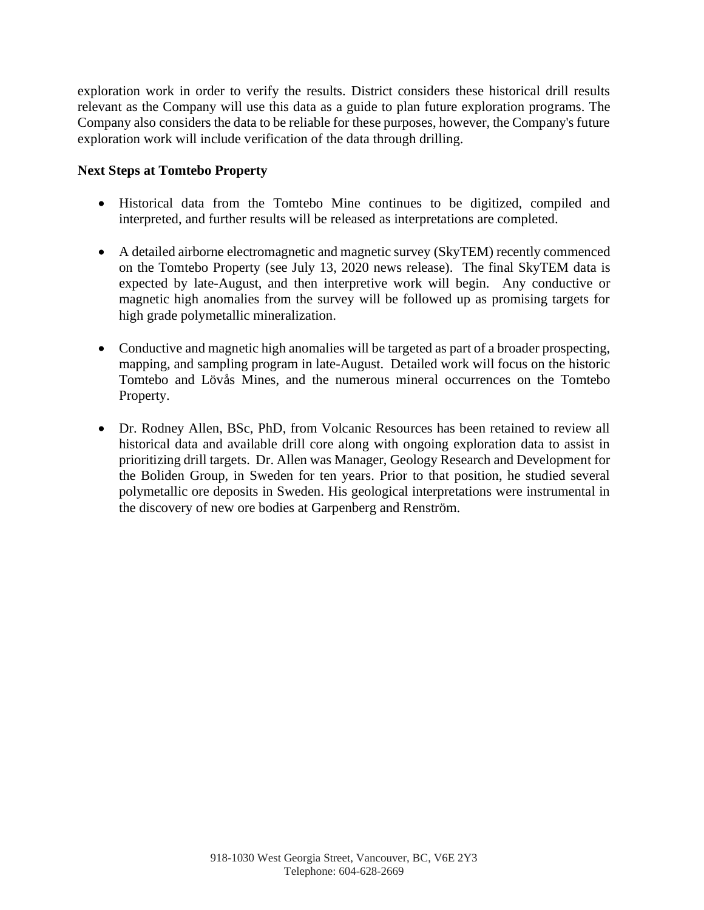exploration work in order to verify the results. District considers these historical drill results relevant as the Company will use this data as a guide to plan future exploration programs. The Company also considers the data to be reliable for these purposes, however, the Company's future exploration work will include verification of the data through drilling.

**Next Steps at Tomtebo Property**

- Historical data from the Tomtebo Mine continues to be digitized, compiled and interpreted, and further results will be released as interpretations are completed.

- A detailed airborne electromagnetic and magnetic survey (SkyTEM) recently commenced on the Tomtebo Property (see July 13, 2020 news release). The final SkyTEM data is expected by late-August, and then interpretive work will begin. Any conductive or magnetic high anomalies from the survey will be followed up as promising targets for high grade polymetallic mineralization.

- Conductive and magnetic high anomalies will be targeted as part of a broader prospecting, mapping, and sampling program in late-August. Detailed work will focus on the historic Tomtebo and Lövås Mines, and the numerous mineral occurrences on the Tomtebo Property.

- Dr. Rodney Allen, BSc, PhD, from Volcanic Resources has been retained to review all historical data and available drill core along with ongoing exploration data to assist in prioritizing drill targets. Dr. Allen was Manager, Geology Research and Development for the Boliden Group, in Sweden for ten years. Prior to that position, he studied several polymetallic ore deposits in Sweden. His geological interpretations were instrumental in the discovery of new ore bodies at Garpenberg and Renström.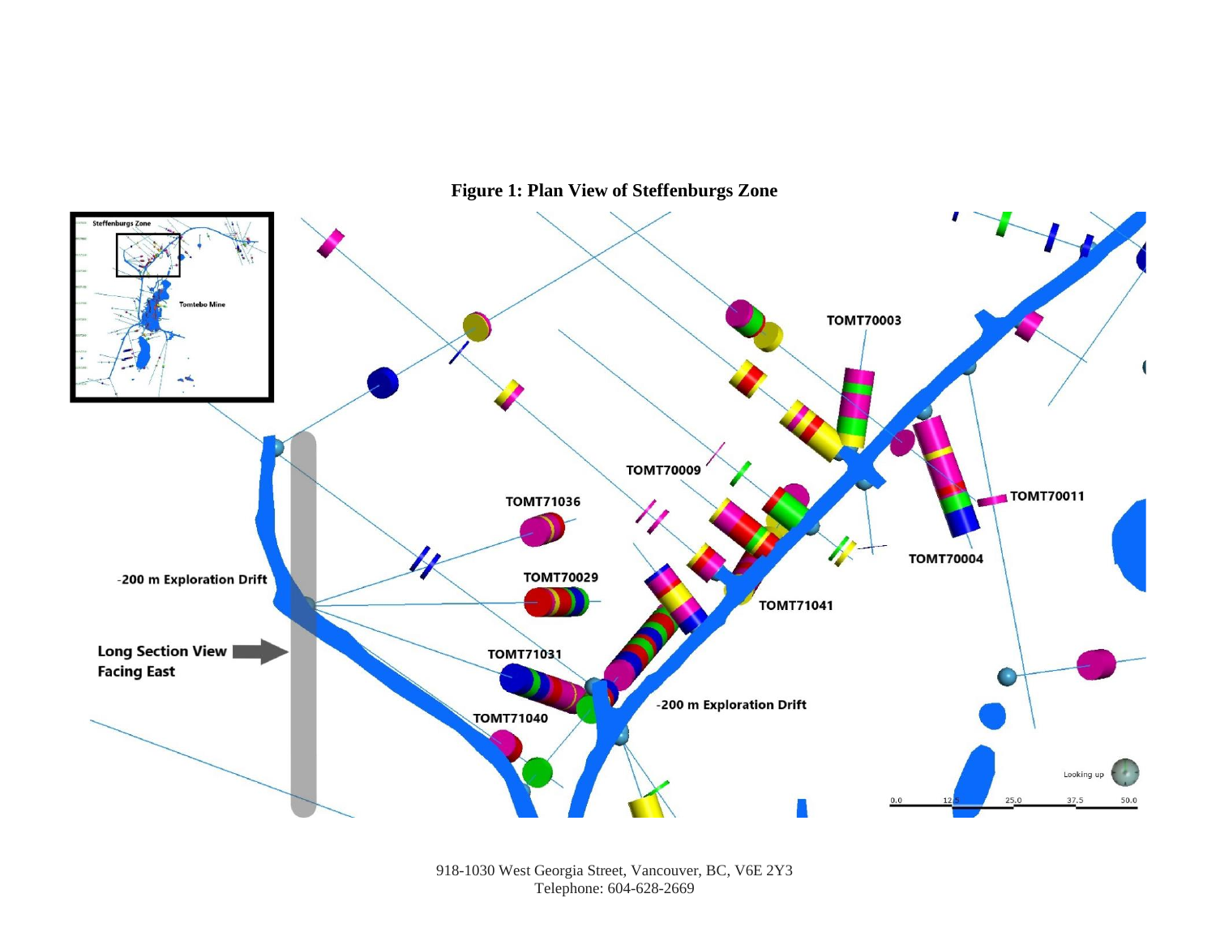**Figure 1: Plan View of Steffenburgs Zone**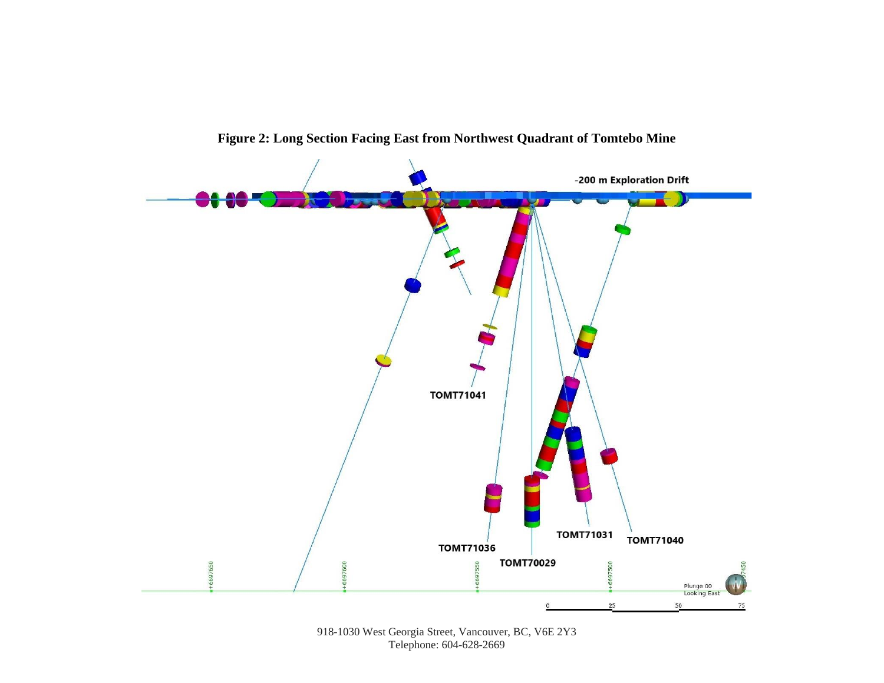**Figure 2: Long Section Facing East from Northwest Quadrant of Tomtebo Mine**

918-1030 West Georgia Street, Vancouver, BC, V6E 2Y3
Telephone: 604-628-2669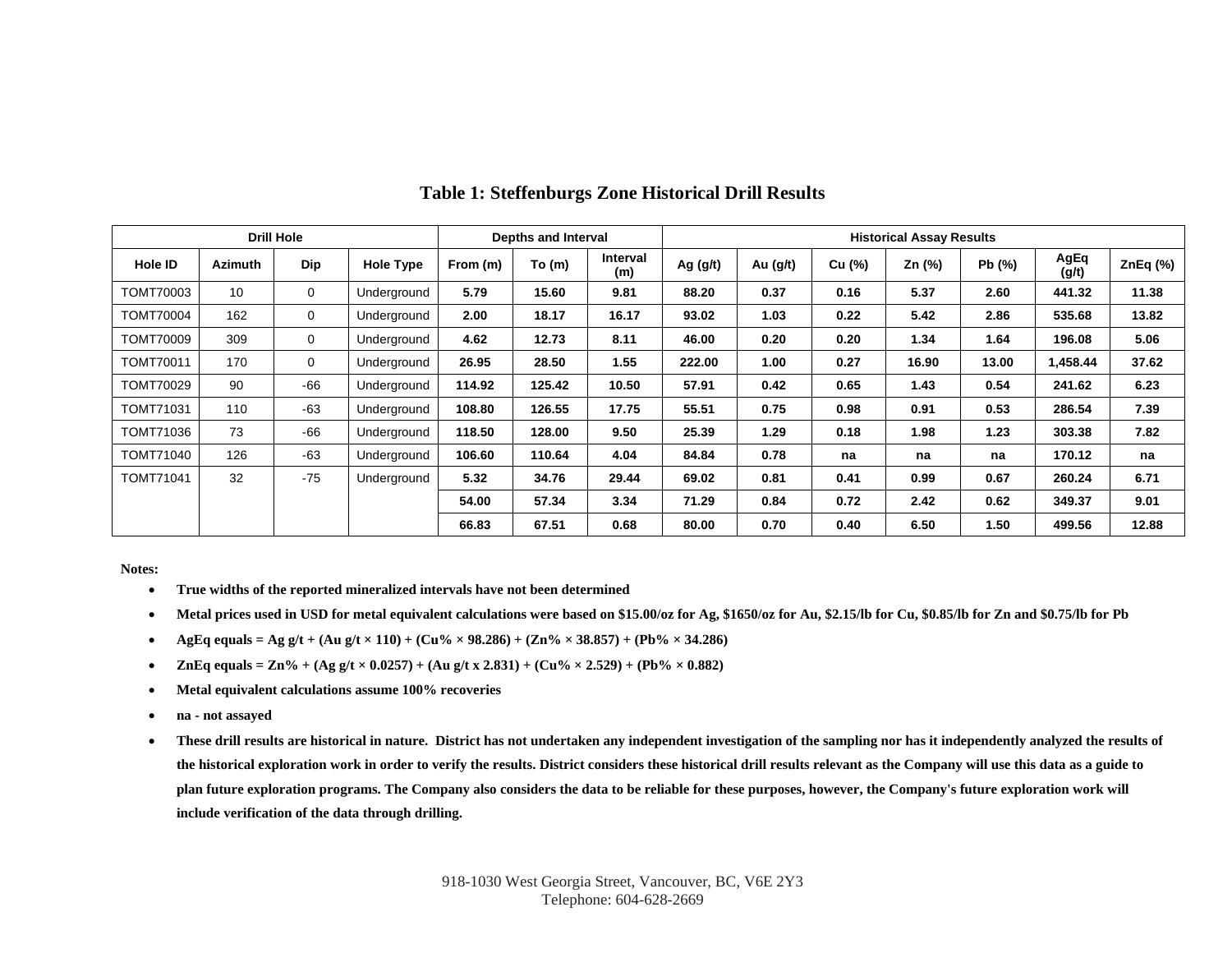# Table 1: Steffenburgs Zone Historical Drill Results

| Drill Hole | | | | Depths and Interval | | | Historical Assay Results | | | | | | |
|---|---|---|---|---|---|---|---|---|---|---|---|---|---|
| **Hole ID** | **Azimuth** | **Dip** | **Hole Type** | **From (m)** | **To (m)** | **Interval (m)** | **Ag (g/t)** | **Au (g/t)** | **Cu (%)** | **Zn (%)** | **Pb (%)** | **AgEq (g/t)** | **ZnEq (%)** |
| TOMT70003 | 10 | 0 | Underground | **5.79** | **15.60** | **9.81** | **88.20** | **0.37** | **0.16** | **5.37** | **2.60** | **441.32** | **11.38** |
| TOMT70004 | 162 | 0 | Underground | **2.00** | **18.17** | **16.17** | **93.02** | **1.03** | **0.22** | **5.42** | **2.86** | **535.68** | **13.82** |
| TOMT70009 | 309 | 0 | Underground | **4.62** | **12.73** | **8.11** | **46.00** | **0.20** | **0.20** | **1.34** | **1.64** | **196.08** | **5.06** |
| TOMT70011 | 170 | 0 | Underground | **26.95** | **28.50** | **1.55** | **222.00** | **1.00** | **0.27** | **16.90** | **13.00** | **1,458.44** | **37.62** |
| TOMT70029 | 90 | -66 | Underground | **114.92** | **125.42** | **10.50** | **57.91** | **0.42** | **0.65** | **1.43** | **0.54** | **241.62** | **6.23** |
| TOMT71031 | 110 | -63 | Underground | **108.80** | **126.55** | **17.75** | **55.51** | **0.75** | **0.98** | **0.91** | **0.53** | **286.54** | **7.39** |
| TOMT71036 | 73 | -66 | Underground | **118.50** | **128.00** | **9.50** | **25.39** | **1.29** | **0.18** | **1.98** | **1.23** | **303.38** | **7.82** |
| TOMT71040 | 126 | -63 | Underground | **106.60** | **110.64** | **4.04** | **84.84** | **0.78** | **na** | **na** | **na** | **170.12** | **na** |
| TOMT71041 | 32 | -75 | Underground | **5.32** | **34.76** | **29.44** | **69.02** | **0.81** | **0.41** | **0.99** | **0.67** | **260.24** | **6.71** |
| | | | | **54.00** | **57.34** | **3.34** | **71.29** | **0.84** | **0.72** | **2.42** | **0.62** | **349.37** | **9.01** |
| | | | | **66.83** | **67.51** | **0.68** | **80.00** | **0.70** | **0.40** | **6.50** | **1.50** | **499.56** | **12.88** |

**Notes:**

- **True widths of the reported mineralized intervals have not been determined**
- **Metal prices used in USD for metal equivalent calculations were based on $15.00/oz for Ag, $1650/oz for Au, $2.15/lb for Cu, $0.85/lb for Zn and $0.75/lb for Pb**
- **AgEq equals = Ag g/t + (Au g/t × 110) + (Cu% × 98.286) + (Zn% × 38.857) + (Pb% × 34.286)**
- **ZnEq equals = Zn% + (Ag g/t × 0.0257) + (Au g/t x 2.831) + (Cu% × 2.529) + (Pb% × 0.882)**
- **Metal equivalent calculations assume 100% recoveries**
- **na - not assayed**
- **These drill results are historical in nature. District has not undertaken any independent investigation of the sampling nor has it independently analyzed the results of the historical exploration work in order to verify the results. District considers these historical drill results relevant as the Company will use this data as a guide to plan future exploration programs. The Company also considers the data to be reliable for these purposes, however, the Company's future exploration work will include verification of the data through drilling.**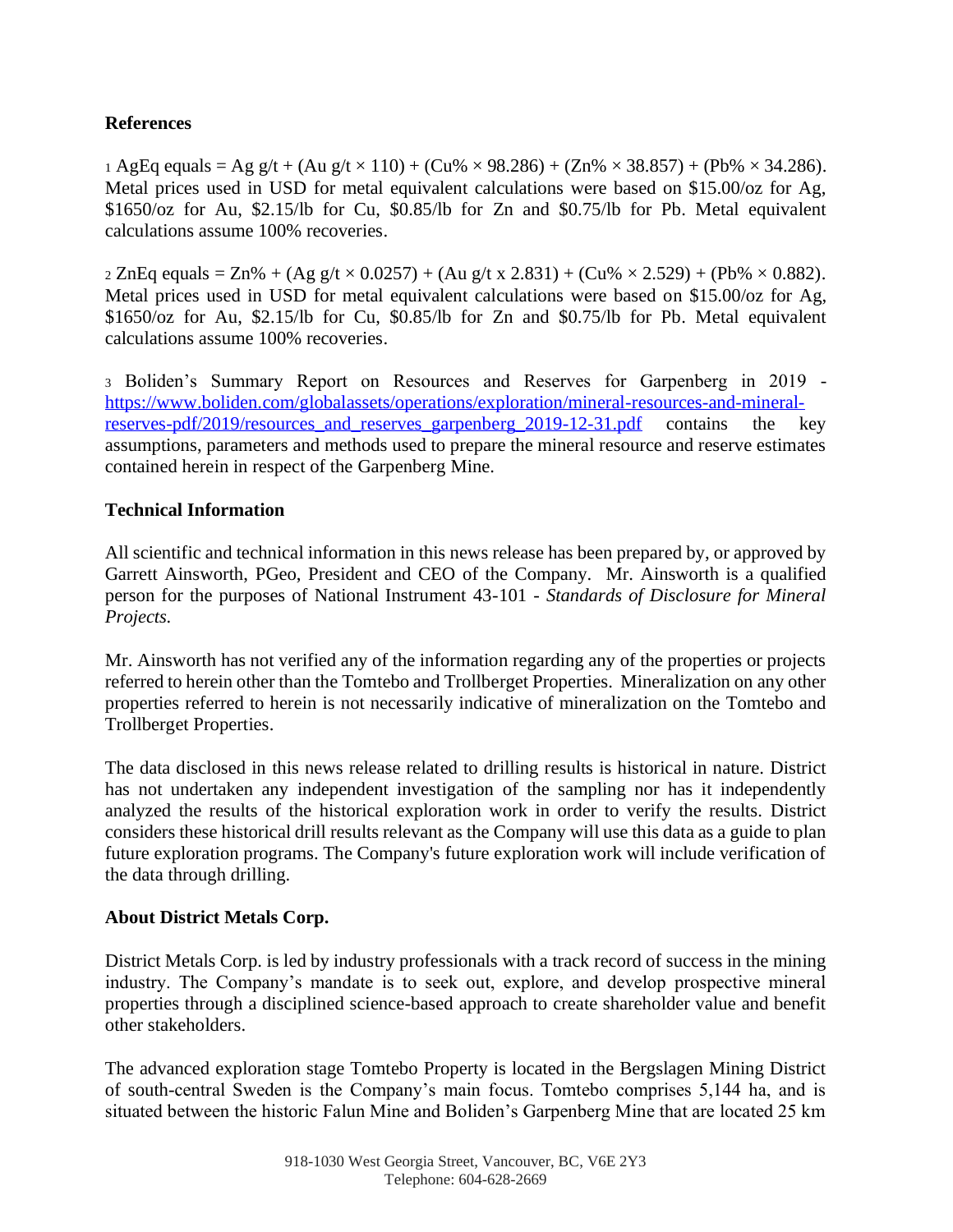**References**

[1] AgEq equals = Ag g/t + (Au g/t × 110) + (Cu% × 98.286) + (Zn% × 38.857) + (Pb% × 34.286). Metal prices used in USD for metal equivalent calculations were based on $15.00/oz for Ag, $1650/oz for Au, $2.15/lb for Cu, $0.85/lb for Zn and $0.75/lb for Pb. Metal equivalent calculations assume 100% recoveries.

[2] ZnEq equals = Zn% + (Ag g/t × 0.0257) + (Au g/t x 2.831) + (Cu% × 2.529) + (Pb% × 0.882). Metal prices used in USD for metal equivalent calculations were based on $15.00/oz for Ag, $1650/oz for Au, $2.15/lb for Cu, $0.85/lb for Zn and $0.75/lb for Pb. Metal equivalent calculations assume 100% recoveries.

[3] Boliden's Summary Report on Resources and Reserves for Garpenberg in 2019 - https://www.boliden.com/globalassets/operations/exploration/mineral-resources-and-mineral-reserves-pdf/2019/resources_and_reserves_garpenberg_2019-12-31.pdf contains the key assumptions, parameters and methods used to prepare the mineral resource and reserve estimates contained herein in respect of the Garpenberg Mine.

**Technical Information**

All scientific and technical information in this news release has been prepared by, or approved by Garrett Ainsworth, PGeo, President and CEO of the Company. Mr. Ainsworth is a qualified person for the purposes of National Instrument 43-101 - *Standards of Disclosure for Mineral Projects.*

Mr. Ainsworth has not verified any of the information regarding any of the properties or projects referred to herein other than the Tomtebo and Trollberget Properties. Mineralization on any other properties referred to herein is not necessarily indicative of mineralization on the Tomtebo and Trollberget Properties.

The data disclosed in this news release related to drilling results is historical in nature. District has not undertaken any independent investigation of the sampling nor has it independently analyzed the results of the historical exploration work in order to verify the results. District considers these historical drill results relevant as the Company will use this data as a guide to plan future exploration programs. The Company's future exploration work will include verification of the data through drilling.

**About District Metals Corp.**

District Metals Corp. is led by industry professionals with a track record of success in the mining industry. The Company's mandate is to seek out, explore, and develop prospective mineral properties through a disciplined science-based approach to create shareholder value and benefit other stakeholders.

The advanced exploration stage Tomtebo Property is located in the Bergslagen Mining District of south-central Sweden is the Company's main focus. Tomtebo comprises 5,144 ha, and is situated between the historic Falun Mine and Boliden's Garpenberg Mine that are located 25 km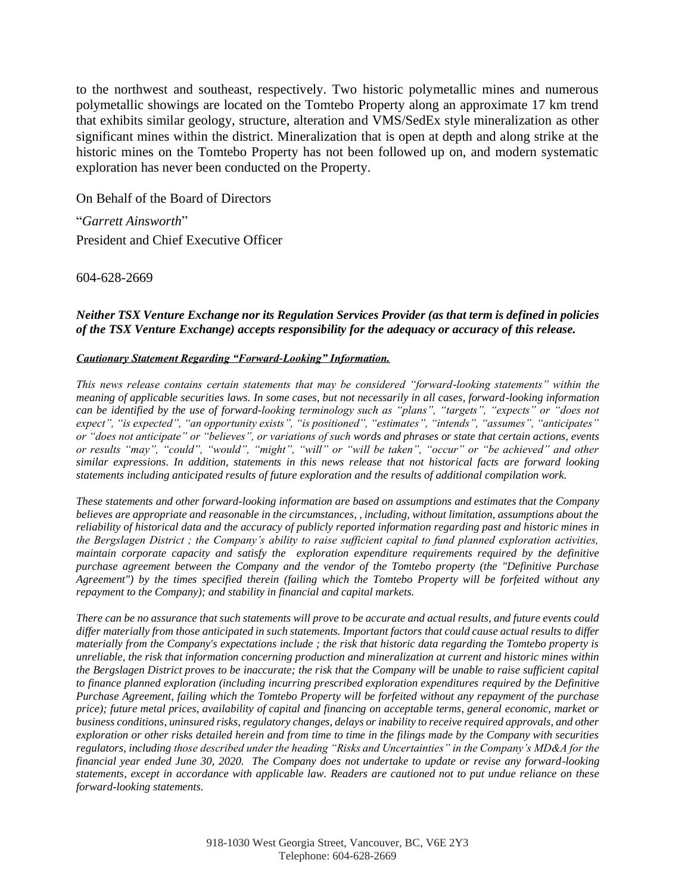to the northwest and southeast, respectively. Two historic polymetallic mines and numerous polymetallic showings are located on the Tomtebo Property along an approximate 17 km trend that exhibits similar geology, structure, alteration and VMS/SedEx style mineralization as other significant mines within the district. Mineralization that is open at depth and along strike at the historic mines on the Tomtebo Property has not been followed up on, and modern systematic exploration has never been conducted on the Property.

On Behalf of the Board of Directors

"*Garrett Ainsworth*"
President and Chief Executive Officer

604-628-2669

***Neither TSX Venture Exchange nor its Regulation Services Provider (as that term is defined in policies of the TSX Venture Exchange) accepts responsibility for the adequacy or accuracy of this release.***

***Cautionary Statement Regarding "Forward-Looking" Information.***

*This news release contains certain statements that may be considered "forward-looking statements" within the meaning of applicable securities laws. In some cases, but not necessarily in all cases, forward-looking information can be identified by the use of forward-looking terminology such as "plans", "targets", "expects" or "does not expect", "is expected", "an opportunity exists", "is positioned", "estimates", "intends", "assumes", "anticipates" or "does not anticipate" or "believes", or variations of such words and phrases or state that certain actions, events or results "may", "could", "would", "might", "will" or "will be taken", "occur" or "be achieved" and other similar expressions. In addition, statements in this news release that not historical facts are forward looking statements including anticipated results of future exploration and the results of additional compilation work.*

*These statements and other forward-looking information are based on assumptions and estimates that the Company believes are appropriate and reasonable in the circumstances, , including, without limitation, assumptions about the reliability of historical data and the accuracy of publicly reported information regarding past and historic mines in the Bergslagen District ; the Company's ability to raise sufficient capital to fund planned exploration activities, maintain corporate capacity and satisfy the exploration expenditure requirements required by the definitive purchase agreement between the Company and the vendor of the Tomtebo property (the "Definitive Purchase Agreement") by the times specified therein (failing which the Tomtebo Property will be forfeited without any repayment to the Company); and stability in financial and capital markets.*

*There can be no assurance that such statements will prove to be accurate and actual results, and future events could differ materially from those anticipated in such statements. Important factors that could cause actual results to differ materially from the Company's expectations include ; the risk that historic data regarding the Tomtebo property is unreliable, the risk that information concerning production and mineralization at current and historic mines within the Bergslagen District proves to be inaccurate; the risk that the Company will be unable to raise sufficient capital to finance planned exploration (including incurring prescribed exploration expenditures required by the Definitive Purchase Agreement, failing which the Tomtebo Property will be forfeited without any repayment of the purchase price); future metal prices, availability of capital and financing on acceptable terms, general economic, market or business conditions, uninsured risks, regulatory changes, delays or inability to receive required approvals, and other exploration or other risks detailed herein and from time to time in the filings made by the Company with securities regulators, including those described under the heading "Risks and Uncertainties" in the Company's MD&A for the financial year ended June 30, 2020. The Company does not undertake to update or revise any forward-looking statements, except in accordance with applicable law. Readers are cautioned not to put undue reliance on these forward-looking statements.*

918-1030 West Georgia Street, Vancouver, BC, V6E 2Y3
Telephone: 604-628-2669